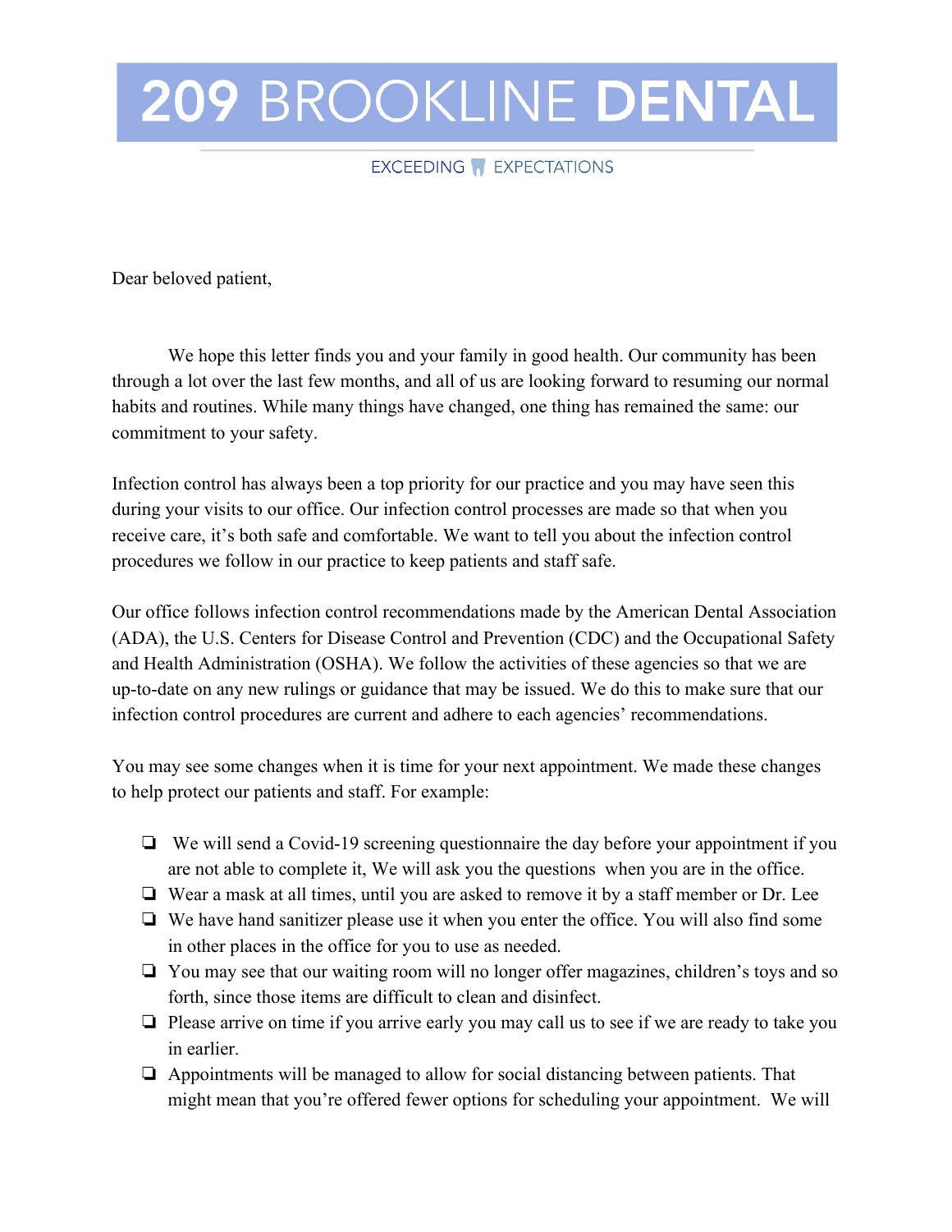# 209 BROOKLINE DENTAL

EXCEEDING EXPECTATIONS

Dear beloved patient,

We hope this letter finds you and your family in good health. Our community has been through a lot over the last few months, and all of us are looking forward to resuming our normal habits and routines. While many things have changed, one thing has remained the same: our commitment to your safety.

Infection control has always been a top priority for our practice and you may have seen this during your visits to our office. Our infection control processes are made so that when you receive care, it's both safe and comfortable. We want to tell you about the infection control procedures we follow in our practice to keep patients and staff safe.

Our office follows infection control recommendations made by the American Dental Association (ADA), the U.S. Centers for Disease Control and Prevention (CDC) and the Occupational Safety and Health Administration (OSHA). We follow the activities of these agencies so that we are up-to-date on any new rulings or guidance that may be issued. We do this to make sure that our infection control procedures are current and adhere to each agencies' recommendations.

You may see some changes when it is time for your next appointment. We made these changes to help protect our patients and staff. For example:

- We will send a Covid-19 screening questionnaire the day before your appointment if you are not able to complete it, We will ask you the questions when you are in the office.
- Wear a mask at all times, until you are asked to remove it by a staff member or Dr. Lee
- We have hand sanitizer please use it when you enter the office. You will also find some in other places in the office for you to use as needed.
- You may see that our waiting room will no longer offer magazines, children's toys and so forth, since those items are difficult to clean and disinfect.
- Please arrive on time if you arrive early you may call us to see if we are ready to take you in earlier.
- Appointments will be managed to allow for social distancing between patients. That might mean that you're offered fewer options for scheduling your appointment. We will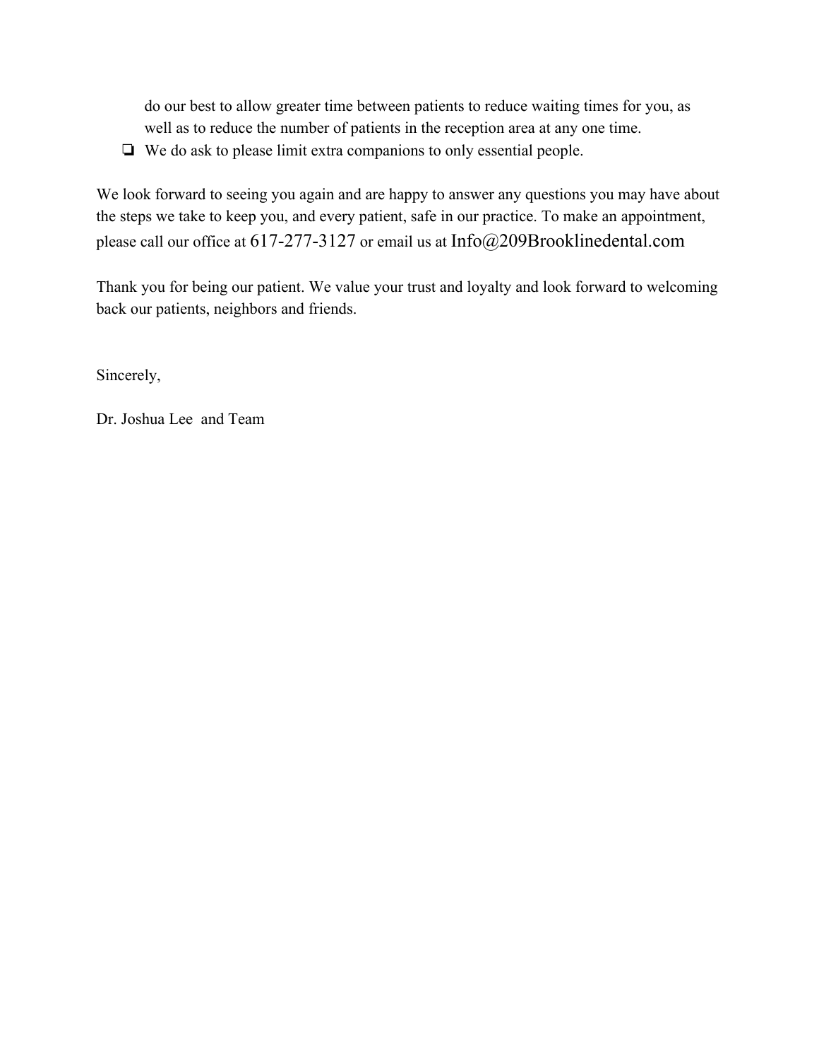do our best to allow greater time between patients to reduce waiting times for you, as well as to reduce the number of patients in the reception area at any one time.

- We do ask to please limit extra companions to only essential people.

We look forward to seeing you again and are happy to answer any questions you may have about the steps we take to keep you, and every patient, safe in our practice. To make an appointment, please call our office at 617-277-3127 or email us at Info@209Brooklinedental.com

Thank you for being our patient. We value your trust and loyalty and look forward to welcoming back our patients, neighbors and friends.

Sincerely,

Dr. Joshua Lee and Team